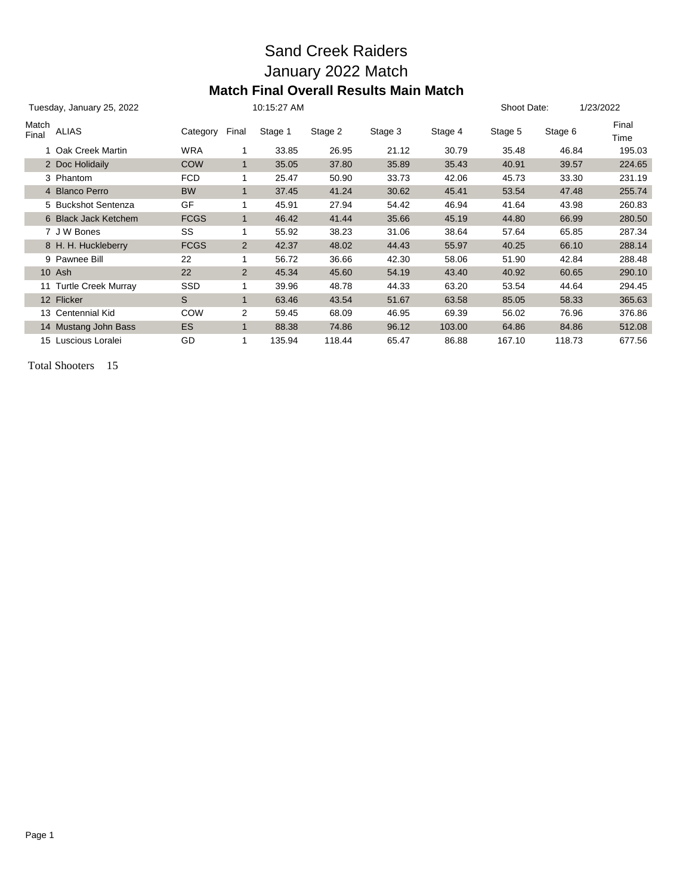# Sand Creek Raiders

# January 2022 Match

## Match Final Overall Results Main Match

Tuesday, January 25, 2022 10:15:27 AM Shoot Date: 1/23/2022

| Match Final | ALIAS | Category | Final | Stage 1 | Stage 2 | Stage 3 | Stage 4 | Stage 5 | Stage 6 | Final Time |
|---|---|---|---|---|---|---|---|---|---|---|
| 1 | Oak Creek Martin | WRA | 1 | 33.85 | 26.95 | 21.12 | 30.79 | 35.48 | 46.84 | 195.03 |
| 2 | Doc Holidaily | COW | 1 | 35.05 | 37.80 | 35.89 | 35.43 | 40.91 | 39.57 | 224.65 |
| 3 | Phantom | FCD | 1 | 25.47 | 50.90 | 33.73 | 42.06 | 45.73 | 33.30 | 231.19 |
| 4 | Blanco Perro | BW | 1 | 37.45 | 41.24 | 30.62 | 45.41 | 53.54 | 47.48 | 255.74 |
| 5 | Buckshot Sentenza | GF | 1 | 45.91 | 27.94 | 54.42 | 46.94 | 41.64 | 43.98 | 260.83 |
| 6 | Black Jack Ketchem | FCGS | 1 | 46.42 | 41.44 | 35.66 | 45.19 | 44.80 | 66.99 | 280.50 |
| 7 | J W Bones | SS | 1 | 55.92 | 38.23 | 31.06 | 38.64 | 57.64 | 65.85 | 287.34 |
| 8 | H. H. Huckleberry | FCGS | 2 | 42.37 | 48.02 | 44.43 | 55.97 | 40.25 | 66.10 | 288.14 |
| 9 | Pawnee Bill | 22 | 1 | 56.72 | 36.66 | 42.30 | 58.06 | 51.90 | 42.84 | 288.48 |
| 10 | Ash | 22 | 2 | 45.34 | 45.60 | 54.19 | 43.40 | 40.92 | 60.65 | 290.10 |
| 11 | Turtle Creek Murray | SSD | 1 | 39.96 | 48.78 | 44.33 | 63.20 | 53.54 | 44.64 | 294.45 |
| 12 | Flicker | S | 1 | 63.46 | 43.54 | 51.67 | 63.58 | 85.05 | 58.33 | 365.63 |
| 13 | Centennial Kid | COW | 2 | 59.45 | 68.09 | 46.95 | 69.39 | 56.02 | 76.96 | 376.86 |
| 14 | Mustang John Bass | ES | 1 | 88.38 | 74.86 | 96.12 | 103.00 | 64.86 | 84.86 | 512.08 |
| 15 | Luscious Loralei | GD | 1 | 135.94 | 118.44 | 65.47 | 86.88 | 167.10 | 118.73 | 677.56 |

Total Shooters 15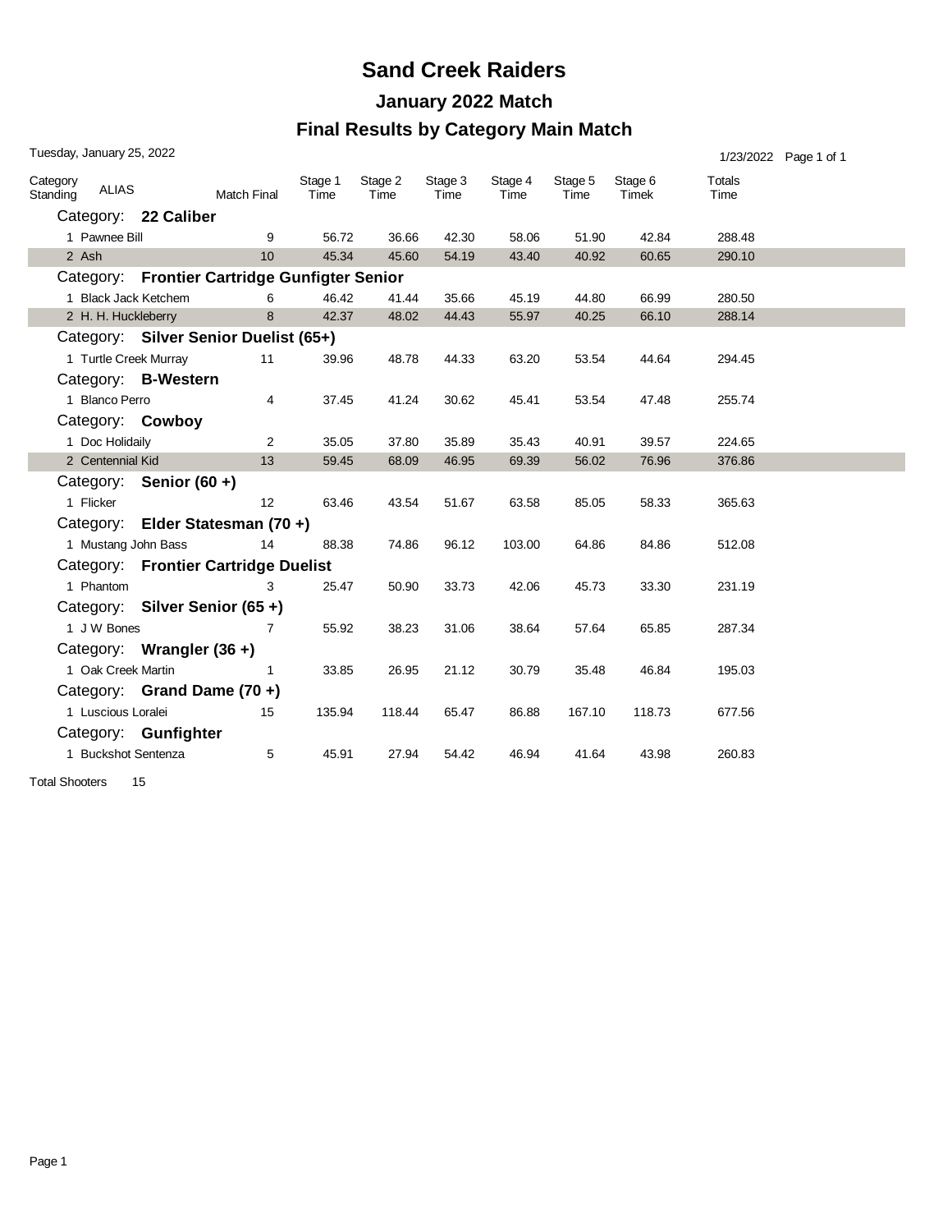# Sand Creek Raiders

## January 2022 Match

## Final Results by Category Main Match

Tuesday, January 25, 2022

1/23/2022

| Category Standing | ALIAS | Match Final | Stage 1 Time | Stage 2 Time | Stage 3 Time | Stage 4 Time | Stage 5 Time | Stage 6 Timek | Totals Time |
|---|---|---|---|---|---|---|---|---|---|
| **Category: 22 Caliber** | | | | | | | | | |
| 1 | Pawnee Bill | 9 | 56.72 | 36.66 | 42.30 | 58.06 | 51.90 | 42.84 | 288.48 |
| 2 | Ash | 10 | 45.34 | 45.60 | 54.19 | 43.40 | 40.92 | 60.65 | 290.10 |
| **Category: Frontier Cartridge Gunfigter Senior** | | | | | | | | | |
| 1 | Black Jack Ketchem | 6 | 46.42 | 41.44 | 35.66 | 45.19 | 44.80 | 66.99 | 280.50 |
| 2 | H. H. Huckleberry | 8 | 42.37 | 48.02 | 44.43 | 55.97 | 40.25 | 66.10 | 288.14 |
| **Category: Silver Senior Duelist (65+)** | | | | | | | | | |
| 1 | Turtle Creek Murray | 11 | 39.96 | 48.78 | 44.33 | 63.20 | 53.54 | 44.64 | 294.45 |
| **Category: B-Western** | | | | | | | | | |
| 1 | Blanco Perro | 4 | 37.45 | 41.24 | 30.62 | 45.41 | 53.54 | 47.48 | 255.74 |
| **Category: Cowboy** | | | | | | | | | |
| 1 | Doc Holidaily | 2 | 35.05 | 37.80 | 35.89 | 35.43 | 40.91 | 39.57 | 224.65 |
| 2 | Centennial Kid | 13 | 59.45 | 68.09 | 46.95 | 69.39 | 56.02 | 76.96 | 376.86 |
| **Category: Senior (60 +)** | | | | | | | | | |
| 1 | Flicker | 12 | 63.46 | 43.54 | 51.67 | 63.58 | 85.05 | 58.33 | 365.63 |
| **Category: Elder Statesman (70 +)** | | | | | | | | | |
| 1 | Mustang John Bass | 14 | 88.38 | 74.86 | 96.12 | 103.00 | 64.86 | 84.86 | 512.08 |
| **Category: Frontier Cartridge Duelist** | | | | | | | | | |
| 1 | Phantom | 3 | 25.47 | 50.90 | 33.73 | 42.06 | 45.73 | 33.30 | 231.19 |
| **Category: Silver Senior (65 +)** | | | | | | | | | |
| 1 | J W Bones | 7 | 55.92 | 38.23 | 31.06 | 38.64 | 57.64 | 65.85 | 287.34 |
| **Category: Wrangler (36 +)** | | | | | | | | | |
| 1 | Oak Creek Martin | 1 | 33.85 | 26.95 | 21.12 | 30.79 | 35.48 | 46.84 | 195.03 |
| **Category: Grand Dame (70 +)** | | | | | | | | | |
| 1 | Luscious Loralei | 15 | 135.94 | 118.44 | 65.47 | 86.88 | 167.10 | 118.73 | 677.56 |
| **Category: Gunfighter** | | | | | | | | | |
| 1 | Buckshot Sentenza | 5 | 45.91 | 27.94 | 54.42 | 46.94 | 41.64 | 43.98 | 260.83 |

Total Shooters 15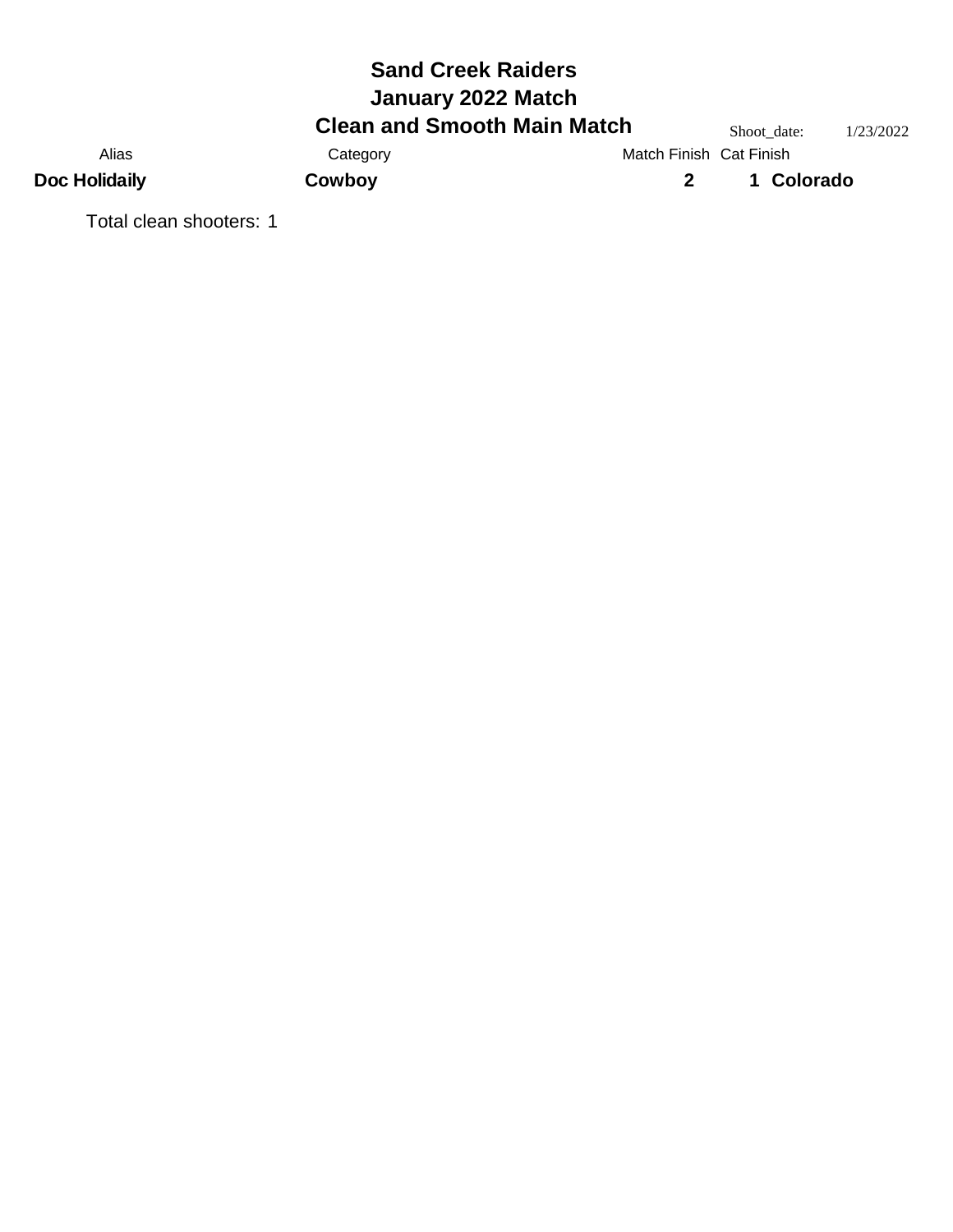# Sand Creek Raiders
## January 2022 Match
### Clean and Smooth Main Match

Shoot_date: 1/23/2022

| Alias | Category | Match Finish | Cat Finish | |
|---|---|---|---|---|
| **Doc Holidaily** | **Cowboy** | **2** | **1** | **Colorado** |

Total clean shooters: 1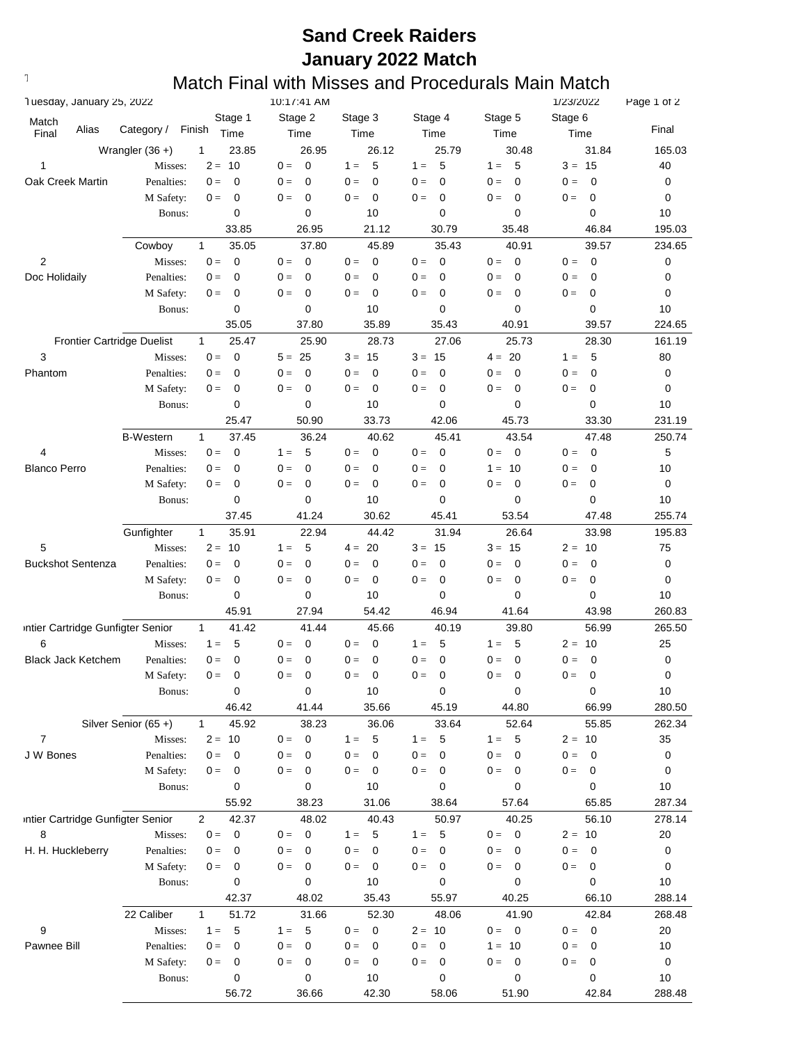# Sand Creek Raiders
# January 2022 Match
## Match Final with Misses and Procedurals Main Match

Tuesday, January 25, 2022 | 10:17:41 AM | 1/23/2022

| Match Final | Alias | Category / | Finish | Stage 1 Time | Stage 2 Time | Stage 3 Time | Stage 4 Time | Stage 5 Time | Stage 6 Time | Final |
|---|---|---|---|---|---|---|---|---|---|---|
| | | Wrangler (36 +) | 1 | 23.85 | 26.95 | 26.12 | 25.79 | 30.48 | 31.84 | 165.03 |
| 1 | | Misses: | | 2 = 10 | 0 = 0 | 1 = 5 | 1 = 5 | 1 = 5 | 3 = 15 | 40 |
| Oak Creek Martin | | Penalties: | | 0 = 0 | 0 = 0 | 0 = 0 | 0 = 0 | 0 = 0 | 0 = 0 | 0 |
| | | M Safety: | | 0 = 0 | 0 = 0 | 0 = 0 | 0 = 0 | 0 = 0 | 0 = 0 | 0 |
| | | Bonus: | | 0 | 0 | 10 | 0 | 0 | 0 | 10 |
| | | | | 33.85 | 26.95 | 21.12 | 30.79 | 35.48 | 46.84 | 195.03 |
| | | Cowboy | 1 | 35.05 | 37.80 | 45.89 | 35.43 | 40.91 | 39.57 | 234.65 |
| 2 | | Misses: | | 0 = 0 | 0 = 0 | 0 = 0 | 0 = 0 | 0 = 0 | 0 = 0 | 0 |
| Doc Holidaily | | Penalties: | | 0 = 0 | 0 = 0 | 0 = 0 | 0 = 0 | 0 = 0 | 0 = 0 | 0 |
| | | M Safety: | | 0 = 0 | 0 = 0 | 0 = 0 | 0 = 0 | 0 = 0 | 0 = 0 | 0 |
| | | Bonus: | | 0 | 0 | 10 | 0 | 0 | 0 | 10 |
| | | | | 35.05 | 37.80 | 35.89 | 35.43 | 40.91 | 39.57 | 224.65 |
| | | Frontier Cartridge Duelist | 1 | 25.47 | 25.90 | 28.73 | 27.06 | 25.73 | 28.30 | 161.19 |
| 3 | | Misses: | | 0 = 0 | 5 = 25 | 3 = 15 | 3 = 15 | 4 = 20 | 1 = 5 | 80 |
| Phantom | | Penalties: | | 0 = 0 | 0 = 0 | 0 = 0 | 0 = 0 | 0 = 0 | 0 = 0 | 0 |
| | | M Safety: | | 0 = 0 | 0 = 0 | 0 = 0 | 0 = 0 | 0 = 0 | 0 = 0 | 0 |
| | | Bonus: | | 0 | 0 | 10 | 0 | 0 | 0 | 10 |
| | | | | 25.47 | 50.90 | 33.73 | 42.06 | 45.73 | 33.30 | 231.19 |
| | | B-Western | 1 | 37.45 | 36.24 | 40.62 | 45.41 | 43.54 | 47.48 | 250.74 |
| 4 | | Misses: | | 0 = 0 | 1 = 5 | 0 = 0 | 0 = 0 | 0 = 0 | 0 = 0 | 5 |
| Blanco Perro | | Penalties: | | 0 = 0 | 0 = 0 | 0 = 0 | 0 = 0 | 1 = 10 | 0 = 0 | 10 |
| | | M Safety: | | 0 = 0 | 0 = 0 | 0 = 0 | 0 = 0 | 0 = 0 | 0 = 0 | 0 |
| | | Bonus: | | 0 | 0 | 10 | 0 | 0 | 0 | 10 |
| | | | | 37.45 | 41.24 | 30.62 | 45.41 | 53.54 | 47.48 | 255.74 |
| | | Gunfighter | 1 | 35.91 | 22.94 | 44.42 | 31.94 | 26.64 | 33.98 | 195.83 |
| 5 | | Misses: | | 2 = 10 | 1 = 5 | 4 = 20 | 3 = 15 | 3 = 15 | 2 = 10 | 75 |
| Buckshot Sentenza | | Penalties: | | 0 = 0 | 0 = 0 | 0 = 0 | 0 = 0 | 0 = 0 | 0 = 0 | 0 |
| | | M Safety: | | 0 = 0 | 0 = 0 | 0 = 0 | 0 = 0 | 0 = 0 | 0 = 0 | 0 |
| | | Bonus: | | 0 | 0 | 10 | 0 | 0 | 0 | 10 |
| | | | | 45.91 | 27.94 | 54.42 | 46.94 | 41.64 | 43.98 | 260.83 |
| | | Frontier Cartridge Gunfigter Senior | 1 | 41.42 | 41.44 | 45.66 | 40.19 | 39.80 | 56.99 | 265.50 |
| 6 | | Misses: | | 1 = 5 | 0 = 0 | 0 = 0 | 1 = 5 | 1 = 5 | 2 = 10 | 25 |
| Black Jack Ketchem | | Penalties: | | 0 = 0 | 0 = 0 | 0 = 0 | 0 = 0 | 0 = 0 | 0 = 0 | 0 |
| | | M Safety: | | 0 = 0 | 0 = 0 | 0 = 0 | 0 = 0 | 0 = 0 | 0 = 0 | 0 |
| | | Bonus: | | 0 | 0 | 10 | 0 | 0 | 0 | 10 |
| | | | | 46.42 | 41.44 | 35.66 | 45.19 | 44.80 | 66.99 | 280.50 |
| | | Silver Senior (65 +) | 1 | 45.92 | 38.23 | 36.06 | 33.64 | 52.64 | 55.85 | 262.34 |
| 7 | | Misses: | | 2 = 10 | 0 = 0 | 1 = 5 | 1 = 5 | 1 = 5 | 2 = 10 | 35 |
| J W Bones | | Penalties: | | 0 = 0 | 0 = 0 | 0 = 0 | 0 = 0 | 0 = 0 | 0 = 0 | 0 |
| | | M Safety: | | 0 = 0 | 0 = 0 | 0 = 0 | 0 = 0 | 0 = 0 | 0 = 0 | 0 |
| | | Bonus: | | 0 | 0 | 10 | 0 | 0 | 0 | 10 |
| | | | | 55.92 | 38.23 | 31.06 | 38.64 | 57.64 | 65.85 | 287.34 |
| | | Frontier Cartridge Gunfigter Senior | 2 | 42.37 | 48.02 | 40.43 | 50.97 | 40.25 | 56.10 | 278.14 |
| 8 | | Misses: | | 0 = 0 | 0 = 0 | 1 = 5 | 1 = 5 | 0 = 0 | 2 = 10 | 20 |
| H. H. Huckleberry | | Penalties: | | 0 = 0 | 0 = 0 | 0 = 0 | 0 = 0 | 0 = 0 | 0 = 0 | 0 |
| | | M Safety: | | 0 = 0 | 0 = 0 | 0 = 0 | 0 = 0 | 0 = 0 | 0 = 0 | 0 |
| | | Bonus: | | 0 | 0 | 10 | 0 | 0 | 0 | 10 |
| | | | | 42.37 | 48.02 | 35.43 | 55.97 | 40.25 | 66.10 | 288.14 |
| | | 22 Caliber | 1 | 51.72 | 31.66 | 52.30 | 48.06 | 41.90 | 42.84 | 268.48 |
| 9 | | Misses: | | 1 = 5 | 1 = 5 | 0 = 0 | 2 = 10 | 0 = 0 | 0 = 0 | 20 |
| Pawnee Bill | | Penalties: | | 0 = 0 | 0 = 0 | 0 = 0 | 0 = 0 | 1 = 10 | 0 = 0 | 10 |
| | | M Safety: | | 0 = 0 | 0 = 0 | 0 = 0 | 0 = 0 | 0 = 0 | 0 = 0 | 0 |
| | | Bonus: | | 0 | 0 | 10 | 0 | 0 | 0 | 10 |
| | | | | 56.72 | 36.66 | 42.30 | 58.06 | 51.90 | 42.84 | 288.48 |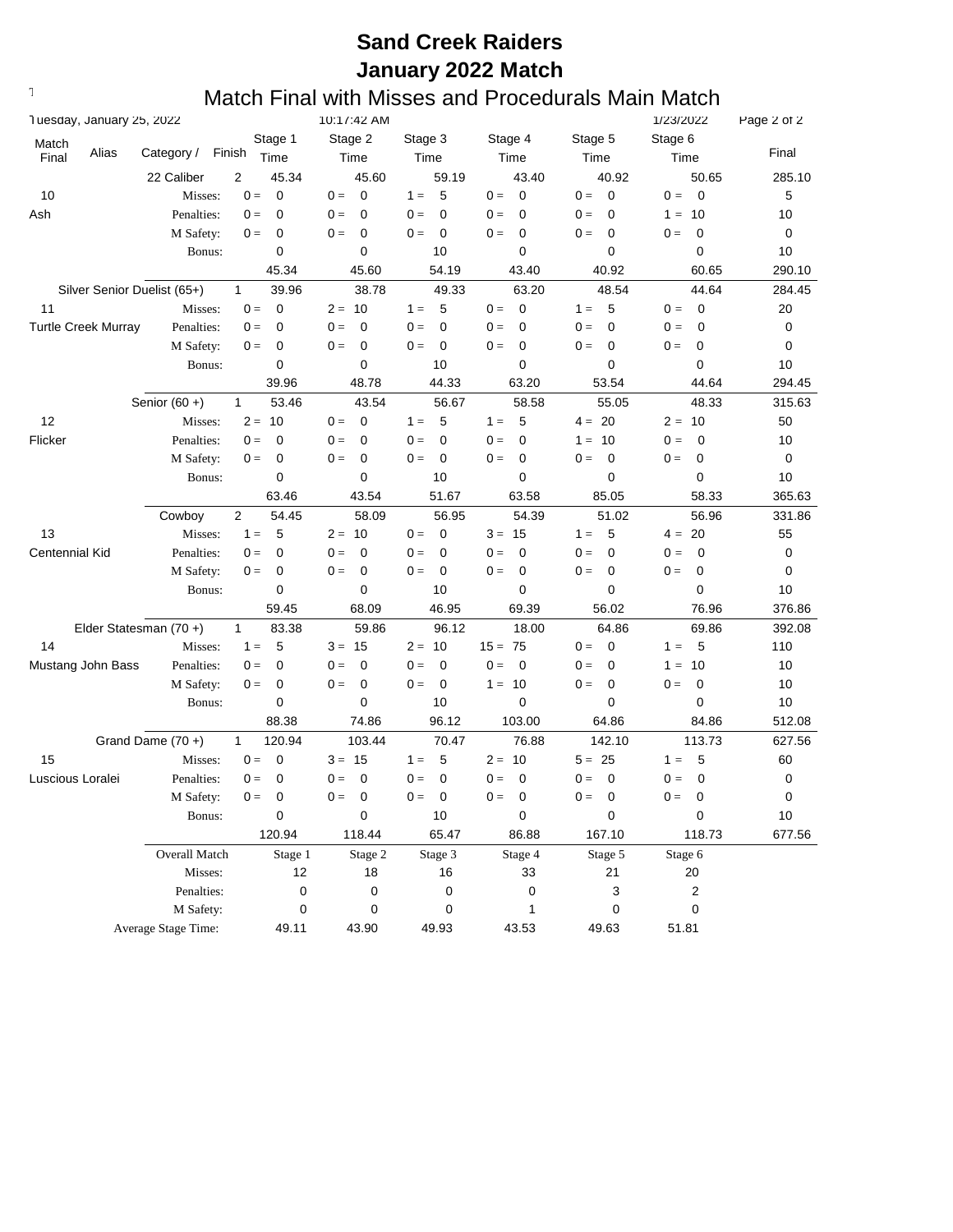# Sand Creek Raiders
# January 2022 Match

## Match Final with Misses and Procedurals Main Match

Tuesday, January 25, 2022 10:17:42 AM 1/23/2022

| Match Final | Alias | Category / | Finish | Stage 1 Time | Stage 2 Time | Stage 3 Time | Stage 4 Time | Stage 5 Time | Stage 6 Time | Final |
|---|---|---|---|---|---|---|---|---|---|---|
| | | 22 Caliber | 2 | 45.34 | 45.60 | 59.19 | 43.40 | 40.92 | 50.65 | 285.10 |
| 10 | | Misses: | | 0 = 0 | 0 = 0 | 1 = 5 | 0 = 0 | 0 = 0 | 0 = 0 | 5 |
| Ash | | Penalties: | | 0 = 0 | 0 = 0 | 0 = 0 | 0 = 0 | 0 = 0 | 1 = 10 | 10 |
| | | M Safety: | | 0 = 0 | 0 = 0 | 0 = 0 | 0 = 0 | 0 = 0 | 0 = 0 | 0 |
| | | Bonus: | | 0 | 0 | 10 | 0 | 0 | 0 | 10 |
| | | | | 45.34 | 45.60 | 54.19 | 43.40 | 40.92 | 60.65 | 290.10 |
| | | Silver Senior Duelist (65+) | 1 | 39.96 | 38.78 | 49.33 | 63.20 | 48.54 | 44.64 | 284.45 |
| 11 | | Misses: | | 0 = 0 | 2 = 10 | 1 = 5 | 0 = 0 | 1 = 5 | 0 = 0 | 20 |
| Turtle Creek Murray | | Penalties: | | 0 = 0 | 0 = 0 | 0 = 0 | 0 = 0 | 0 = 0 | 0 = 0 | 0 |
| | | M Safety: | | 0 = 0 | 0 = 0 | 0 = 0 | 0 = 0 | 0 = 0 | 0 = 0 | 0 |
| | | Bonus: | | 0 | 0 | 10 | 0 | 0 | 0 | 10 |
| | | | | 39.96 | 48.78 | 44.33 | 63.20 | 53.54 | 44.64 | 294.45 |
| | | Senior (60 +) | 1 | 53.46 | 43.54 | 56.67 | 58.58 | 55.05 | 48.33 | 315.63 |
| 12 | | Misses: | | 2 = 10 | 0 = 0 | 1 = 5 | 1 = 5 | 4 = 20 | 2 = 10 | 50 |
| Flicker | | Penalties: | | 0 = 0 | 0 = 0 | 0 = 0 | 0 = 0 | 1 = 10 | 0 = 0 | 10 |
| | | M Safety: | | 0 = 0 | 0 = 0 | 0 = 0 | 0 = 0 | 0 = 0 | 0 = 0 | 0 |
| | | Bonus: | | 0 | 0 | 10 | 0 | 0 | 0 | 10 |
| | | | | 63.46 | 43.54 | 51.67 | 63.58 | 85.05 | 58.33 | 365.63 |
| | | Cowboy | 2 | 54.45 | 58.09 | 56.95 | 54.39 | 51.02 | 56.96 | 331.86 |
| 13 | | Misses: | | 1 = 5 | 2 = 10 | 0 = 0 | 3 = 15 | 1 = 5 | 4 = 20 | 55 |
| Centennial Kid | | Penalties: | | 0 = 0 | 0 = 0 | 0 = 0 | 0 = 0 | 0 = 0 | 0 = 0 | 0 |
| | | M Safety: | | 0 = 0 | 0 = 0 | 0 = 0 | 0 = 0 | 0 = 0 | 0 = 0 | 0 |
| | | Bonus: | | 0 | 0 | 10 | 0 | 0 | 0 | 10 |
| | | | | 59.45 | 68.09 | 46.95 | 69.39 | 56.02 | 76.96 | 376.86 |
| | | Elder Statesman (70 +) | 1 | 83.38 | 59.86 | 96.12 | 18.00 | 64.86 | 69.86 | 392.08 |
| 14 | | Misses: | | 1 = 5 | 3 = 15 | 2 = 10 | 15 = 75 | 0 = 0 | 1 = 5 | 110 |
| Mustang John Bass | | Penalties: | | 0 = 0 | 0 = 0 | 0 = 0 | 0 = 0 | 0 = 0 | 1 = 10 | 10 |
| | | M Safety: | | 0 = 0 | 0 = 0 | 0 = 0 | 1 = 10 | 0 = 0 | 0 = 0 | 10 |
| | | Bonus: | | 0 | 0 | 10 | 0 | 0 | 0 | 10 |
| | | | | 88.38 | 74.86 | 96.12 | 103.00 | 64.86 | 84.86 | 512.08 |
| | | Grand Dame (70 +) | 1 | 120.94 | 103.44 | 70.47 | 76.88 | 142.10 | 113.73 | 627.56 |
| 15 | | Misses: | | 0 = 0 | 3 = 15 | 1 = 5 | 2 = 10 | 5 = 25 | 1 = 5 | 60 |
| Luscious Loralei | | Penalties: | | 0 = 0 | 0 = 0 | 0 = 0 | 0 = 0 | 0 = 0 | 0 = 0 | 0 |
| | | M Safety: | | 0 = 0 | 0 = 0 | 0 = 0 | 0 = 0 | 0 = 0 | 0 = 0 | 0 |
| | | Bonus: | | 0 | 0 | 10 | 0 | 0 | 0 | 10 |
| | | | | 120.94 | 118.44 | 65.47 | 86.88 | 167.10 | 118.73 | 677.56 |

| Overall Match | Stage 1 | Stage 2 | Stage 3 | Stage 4 | Stage 5 | Stage 6 |
|---|---|---|---|---|---|---|
| Misses: | 12 | 18 | 16 | 33 | 21 | 20 |
| Penalties: | 0 | 0 | 0 | 0 | 3 | 2 |
| M Safety: | 0 | 0 | 0 | 1 | 0 | 0 |
| Average Stage Time: | 49.11 | 43.90 | 49.93 | 43.53 | 49.63 | 51.81 |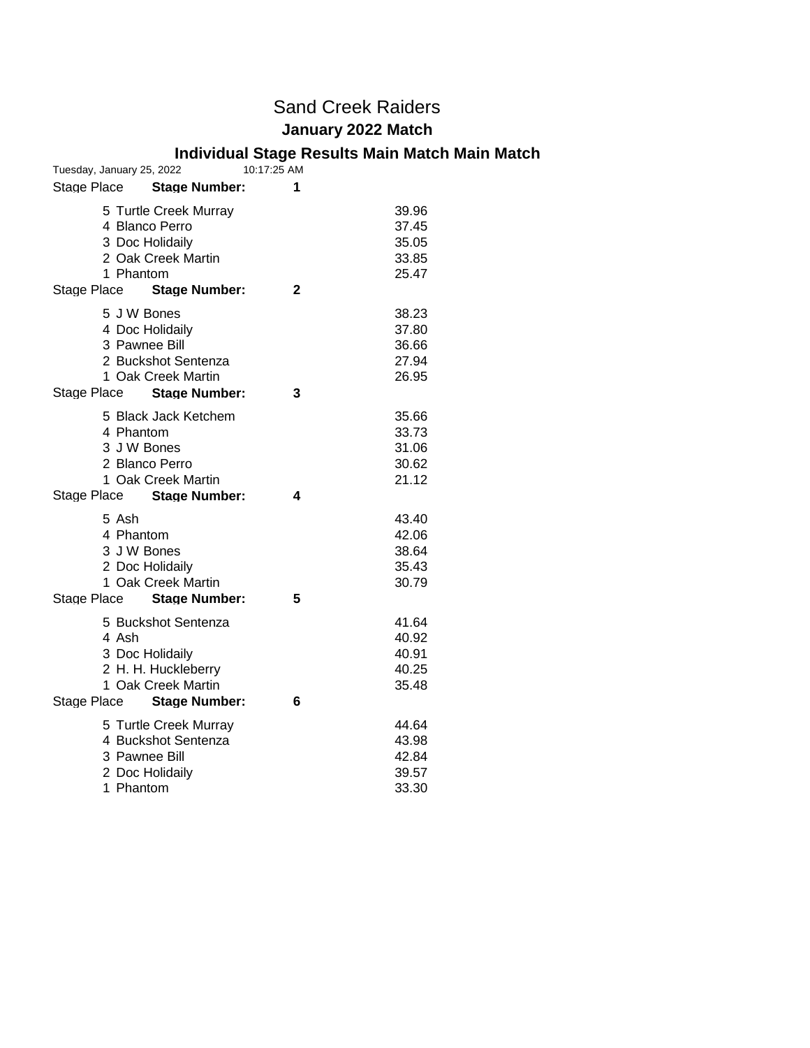# Sand Creek Raiders

## January 2022 Match

### Individual Stage Results Main Match Main Match

Tuesday, January 25, 2022 10:17:25 AM

| Stage Place | Stage Number: | 1 |
|---|---|---|
| 5 | Turtle Creek Murray | 39.96 |
| 4 | Blanco Perro | 37.45 |
| 3 | Doc Holidaily | 35.05 |
| 2 | Oak Creek Martin | 33.85 |
| 1 | Phantom | 25.47 |

| Stage Place | Stage Number: | 2 |
|---|---|---|
| 5 | J W Bones | 38.23 |
| 4 | Doc Holidaily | 37.80 |
| 3 | Pawnee Bill | 36.66 |
| 2 | Buckshot Sentenza | 27.94 |
| 1 | Oak Creek Martin | 26.95 |

| Stage Place | Stage Number: | 3 |
|---|---|---|
| 5 | Black Jack Ketchem | 35.66 |
| 4 | Phantom | 33.73 |
| 3 | J W Bones | 31.06 |
| 2 | Blanco Perro | 30.62 |
| 1 | Oak Creek Martin | 21.12 |

| Stage Place | Stage Number: | 4 |
|---|---|---|
| 5 | Ash | 43.40 |
| 4 | Phantom | 42.06 |
| 3 | J W Bones | 38.64 |
| 2 | Doc Holidaily | 35.43 |
| 1 | Oak Creek Martin | 30.79 |

| Stage Place | Stage Number: | 5 |
|---|---|---|
| 5 | Buckshot Sentenza | 41.64 |
| 4 | Ash | 40.92 |
| 3 | Doc Holidaily | 40.91 |
| 2 | H. H. Huckleberry | 40.25 |
| 1 | Oak Creek Martin | 35.48 |

| Stage Place | Stage Number: | 6 |
|---|---|---|
| 5 | Turtle Creek Murray | 44.64 |
| 4 | Buckshot Sentenza | 43.98 |
| 3 | Pawnee Bill | 42.84 |
| 2 | Doc Holidaily | 39.57 |
| 1 | Phantom | 33.30 |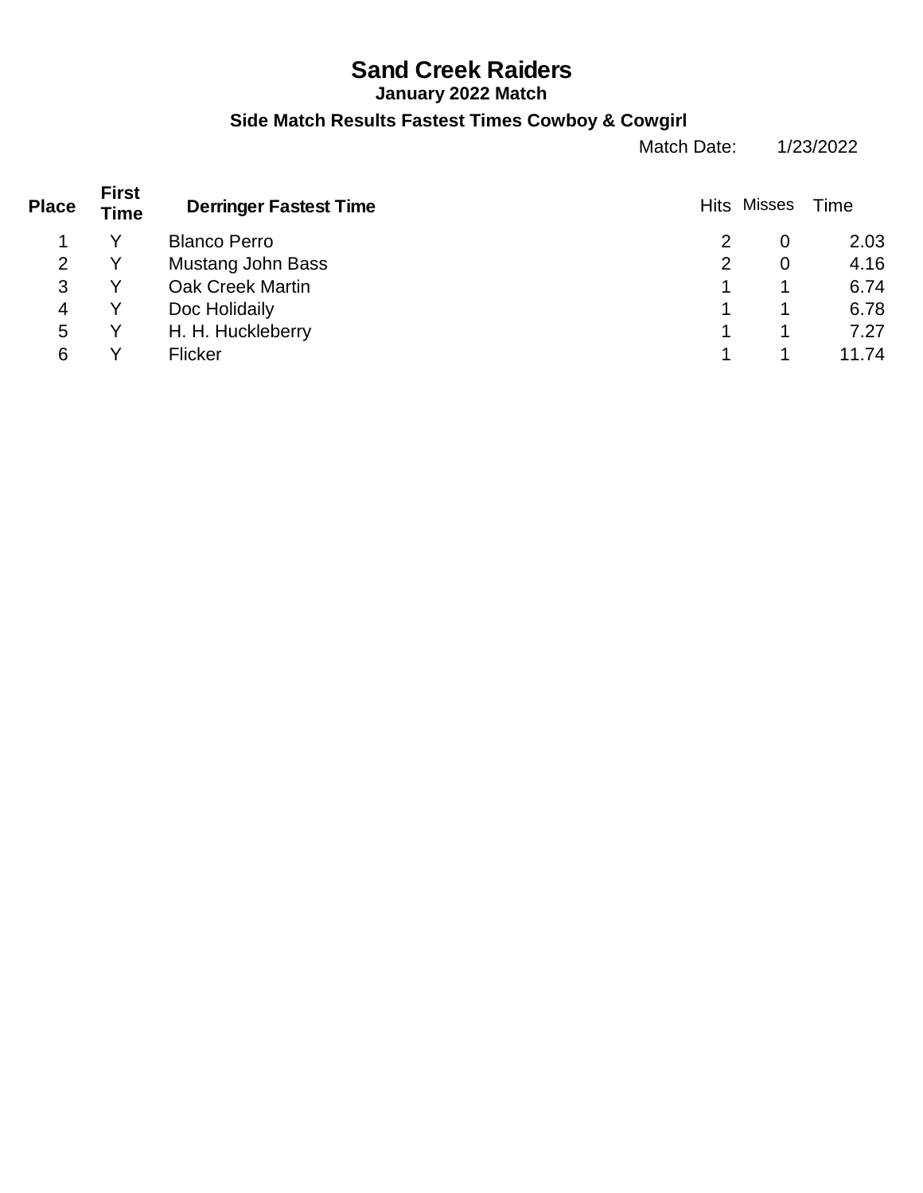# Sand Creek Raiders

**January 2022 Match**

**Side Match Results Fastest Times Cowboy & Cowgirl**

Match Date: 1/23/2022

| Place | First Time | Derringer Fastest Time | Hits | Misses | Time |
|---|---|---|---|---|---|
| 1 | Y | Blanco Perro | 2 | 0 | 2.03 |
| 2 | Y | Mustang John Bass | 2 | 0 | 4.16 |
| 3 | Y | Oak Creek Martin | 1 | 1 | 6.74 |
| 4 | Y | Doc Holidaily | 1 | 1 | 6.78 |
| 5 | Y | H. H. Huckleberry | 1 | 1 | 7.27 |
| 6 | Y | Flicker | 1 | 1 | 11.74 |